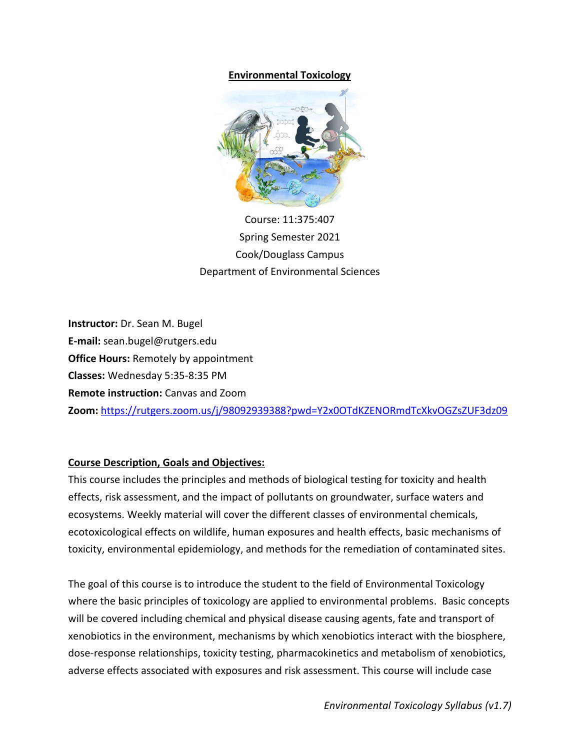# Environmental Toxicology

Course: 11:375:407
Spring Semester 2021
Cook/Douglass Campus
Department of Environmental Sciences

**Instructor:** Dr. Sean M. Bugel
**E-mail:** sean.bugel@rutgers.edu
**Office Hours:** Remotely by appointment
**Classes:** Wednesday 5:35-8:35 PM
**Remote instruction:** Canvas and Zoom
**Zoom:** https://rutgers.zoom.us/j/98092939388?pwd=Y2x0OTdKZENORmdTcXkvOGZsZUF3dz09

## Course Description, Goals and Objectives:

This course includes the principles and methods of biological testing for toxicity and health effects, risk assessment, and the impact of pollutants on groundwater, surface waters and ecosystems. Weekly material will cover the different classes of environmental chemicals, ecotoxicological effects on wildlife, human exposures and health effects, basic mechanisms of toxicity, environmental epidemiology, and methods for the remediation of contaminated sites.

The goal of this course is to introduce the student to the field of Environmental Toxicology where the basic principles of toxicology are applied to environmental problems. Basic concepts will be covered including chemical and physical disease causing agents, fate and transport of xenobiotics in the environment, mechanisms by which xenobiotics interact with the biosphere, dose-response relationships, toxicity testing, pharmacokinetics and metabolism of xenobiotics, adverse effects associated with exposures and risk assessment. This course will include case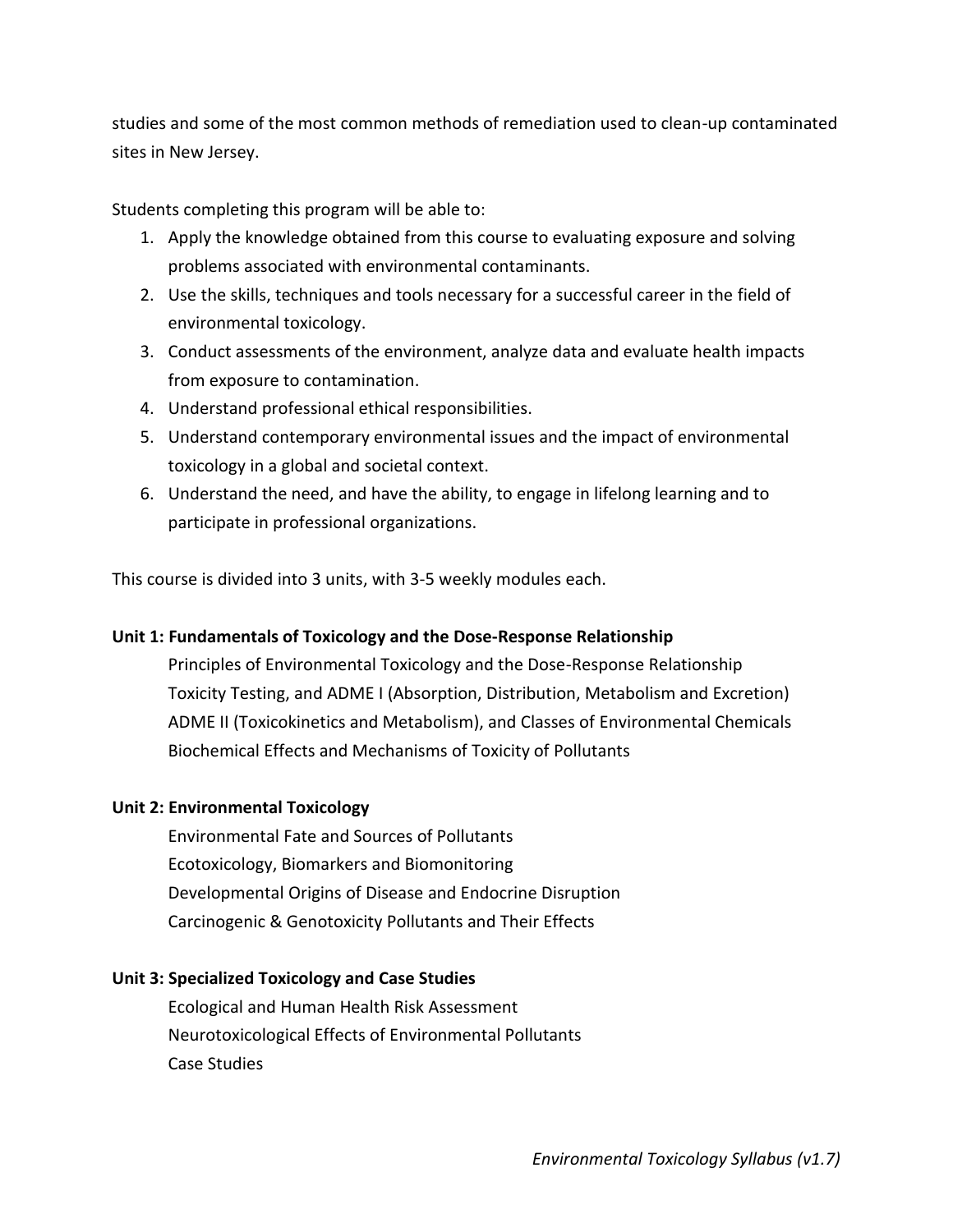studies and some of the most common methods of remediation used to clean-up contaminated sites in New Jersey.

Students completing this program will be able to:

1. Apply the knowledge obtained from this course to evaluating exposure and solving problems associated with environmental contaminants.
2. Use the skills, techniques and tools necessary for a successful career in the field of environmental toxicology.
3. Conduct assessments of the environment, analyze data and evaluate health impacts from exposure to contamination.
4. Understand professional ethical responsibilities.
5. Understand contemporary environmental issues and the impact of environmental toxicology in a global and societal context.
6. Understand the need, and have the ability, to engage in lifelong learning and to participate in professional organizations.

This course is divided into 3 units, with 3-5 weekly modules each.

**Unit 1: Fundamentals of Toxicology and the Dose-Response Relationship**

Principles of Environmental Toxicology and the Dose-Response Relationship
Toxicity Testing, and ADME I (Absorption, Distribution, Metabolism and Excretion)
ADME II (Toxicokinetics and Metabolism), and Classes of Environmental Chemicals
Biochemical Effects and Mechanisms of Toxicity of Pollutants

**Unit 2: Environmental Toxicology**

Environmental Fate and Sources of Pollutants
Ecotoxicology, Biomarkers and Biomonitoring
Developmental Origins of Disease and Endocrine Disruption
Carcinogenic & Genotoxicity Pollutants and Their Effects

**Unit 3: Specialized Toxicology and Case Studies**

Ecological and Human Health Risk Assessment
Neurotoxicological Effects of Environmental Pollutants
Case Studies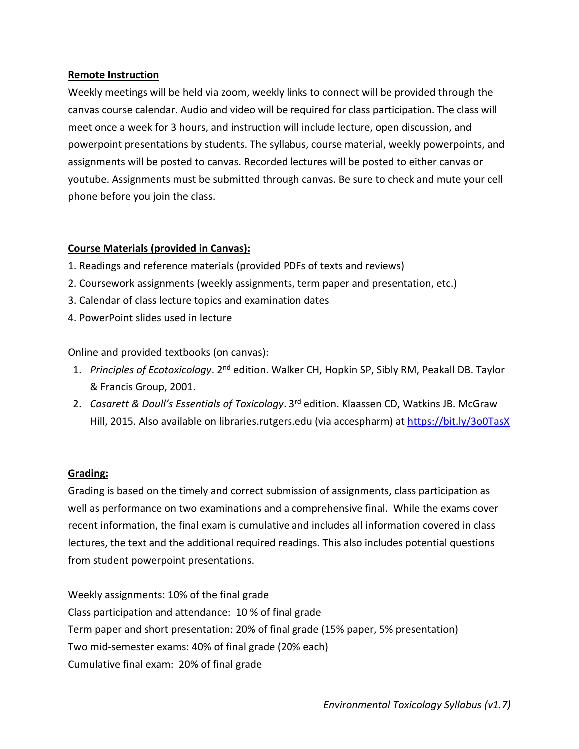**Remote Instruction**

Weekly meetings will be held via zoom, weekly links to connect will be provided through the canvas course calendar. Audio and video will be required for class participation. The class will meet once a week for 3 hours, and instruction will include lecture, open discussion, and powerpoint presentations by students. The syllabus, course material, weekly powerpoints, and assignments will be posted to canvas. Recorded lectures will be posted to either canvas or youtube. Assignments must be submitted through canvas. Be sure to check and mute your cell phone before you join the class.

**Course Materials (provided in Canvas):**

1. Readings and reference materials (provided PDFs of texts and reviews)
2. Coursework assignments (weekly assignments, term paper and presentation, etc.)
3. Calendar of class lecture topics and examination dates
4. PowerPoint slides used in lecture

Online and provided textbooks (on canvas):

1. *Principles of Ecotoxicology*. 2nd edition. Walker CH, Hopkin SP, Sibly RM, Peakall DB. Taylor & Francis Group, 2001.
2. *Casarett & Doull's Essentials of Toxicology*. 3rd edition. Klaassen CD, Watkins JB. McGraw Hill, 2015. Also available on libraries.rutgers.edu (via accespharm) at https://bit.ly/3o0TasX

**Grading:**

Grading is based on the timely and correct submission of assignments, class participation as well as performance on two examinations and a comprehensive final. While the exams cover recent information, the final exam is cumulative and includes all information covered in class lectures, the text and the additional required readings. This also includes potential questions from student powerpoint presentations.

Weekly assignments: 10% of the final grade
Class participation and attendance: 10 % of final grade
Term paper and short presentation: 20% of final grade (15% paper, 5% presentation)
Two mid-semester exams: 40% of final grade (20% each)
Cumulative final exam: 20% of final grade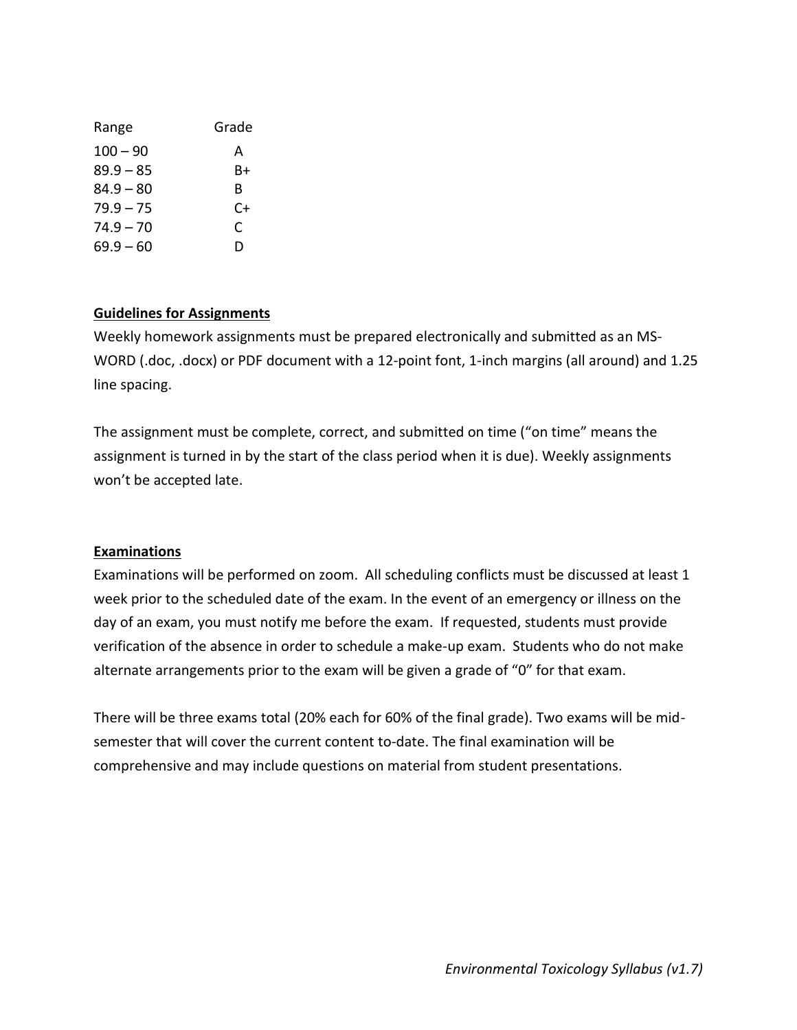| Range | Grade |
|---|---|
| 100 – 90 | A |
| 89.9 – 85 | B+ |
| 84.9 – 80 | B |
| 79.9 – 75 | C+ |
| 74.9 – 70 | C |
| 69.9 – 60 | D |

**Guidelines for Assignments**

Weekly homework assignments must be prepared electronically and submitted as an MS-WORD (.doc, .docx) or PDF document with a 12-point font, 1-inch margins (all around) and 1.25 line spacing.

The assignment must be complete, correct, and submitted on time ("on time" means the assignment is turned in by the start of the class period when it is due). Weekly assignments won't be accepted late.

**Examinations**

Examinations will be performed on zoom. All scheduling conflicts must be discussed at least 1 week prior to the scheduled date of the exam. In the event of an emergency or illness on the day of an exam, you must notify me before the exam. If requested, students must provide verification of the absence in order to schedule a make-up exam. Students who do not make alternate arrangements prior to the exam will be given a grade of "0" for that exam.

There will be three exams total (20% each for 60% of the final grade). Two exams will be mid-semester that will cover the current content to-date. The final examination will be comprehensive and may include questions on material from student presentations.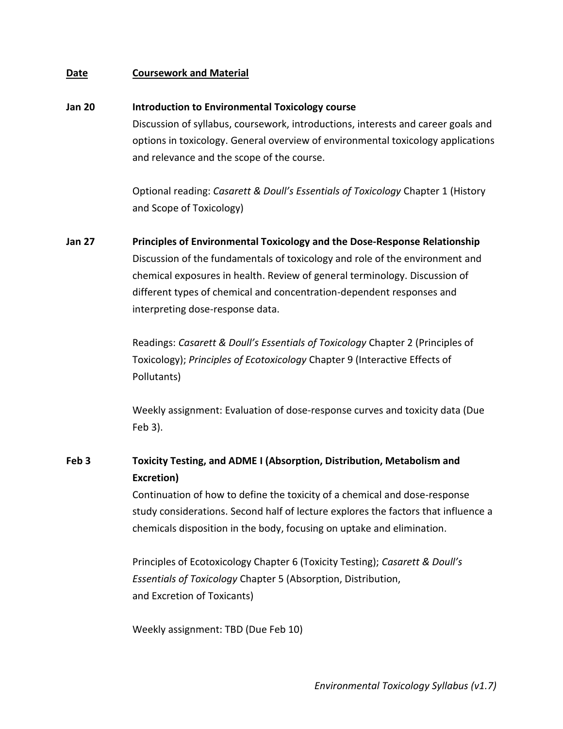**Date** | **Coursework and Material**

**Jan 20** **Introduction to Environmental Toxicology course**

Discussion of syllabus, coursework, introductions, interests and career goals and options in toxicology. General overview of environmental toxicology applications and relevance and the scope of the course.

Optional reading: *Casarett & Doull's Essentials of Toxicology* Chapter 1 (History and Scope of Toxicology)

**Jan 27** **Principles of Environmental Toxicology and the Dose-Response Relationship**

Discussion of the fundamentals of toxicology and role of the environment and chemical exposures in health. Review of general terminology. Discussion of different types of chemical and concentration-dependent responses and interpreting dose-response data.

Readings: *Casarett & Doull's Essentials of Toxicology* Chapter 2 (Principles of Toxicology); *Principles of Ecotoxicology* Chapter 9 (Interactive Effects of Pollutants)

Weekly assignment: Evaluation of dose-response curves and toxicity data (Due Feb 3).

**Feb 3** **Toxicity Testing, and ADME I (Absorption, Distribution, Metabolism and Excretion)**

Continuation of how to define the toxicity of a chemical and dose-response study considerations. Second half of lecture explores the factors that influence a chemicals disposition in the body, focusing on uptake and elimination.

Principles of Ecotoxicology Chapter 6 (Toxicity Testing); *Casarett & Doull's Essentials of Toxicology* Chapter 5 (Absorption, Distribution, and Excretion of Toxicants)

Weekly assignment: TBD (Due Feb 10)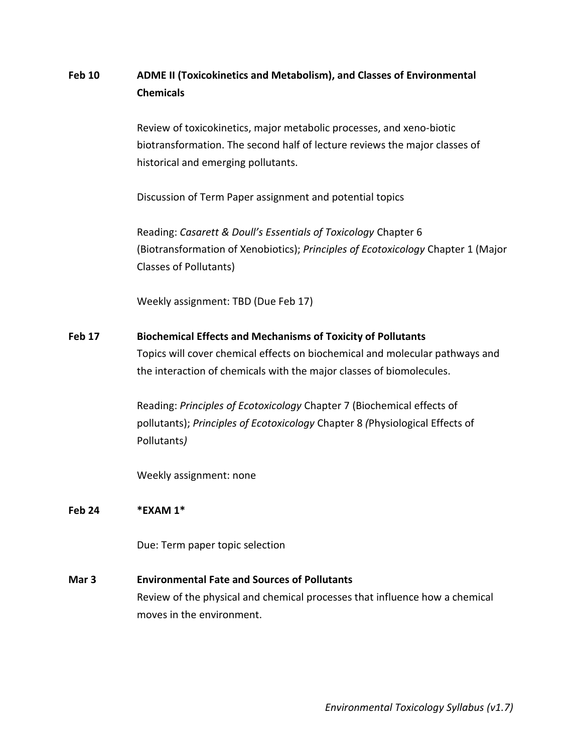**Feb 10** **ADME II (Toxicokinetics and Metabolism), and Classes of Environmental Chemicals**

Review of toxicokinetics, major metabolic processes, and xeno-biotic biotransformation. The second half of lecture reviews the major classes of historical and emerging pollutants.

Discussion of Term Paper assignment and potential topics

Reading: *Casarett & Doull's Essentials of Toxicology* Chapter 6 (Biotransformation of Xenobiotics); *Principles of Ecotoxicology* Chapter 1 (Major Classes of Pollutants)

Weekly assignment: TBD (Due Feb 17)

**Feb 17** **Biochemical Effects and Mechanisms of Toxicity of Pollutants**

Topics will cover chemical effects on biochemical and molecular pathways and the interaction of chemicals with the major classes of biomolecules.

Reading: *Principles of Ecotoxicology* Chapter 7 (Biochemical effects of pollutants); *Principles of Ecotoxicology* Chapter 8 *(*Physiological Effects of Pollutants*)*

Weekly assignment: none

**Feb 24** ***EXAM 1***

Due: Term paper topic selection

**Mar 3** **Environmental Fate and Sources of Pollutants**

Review of the physical and chemical processes that influence how a chemical moves in the environment.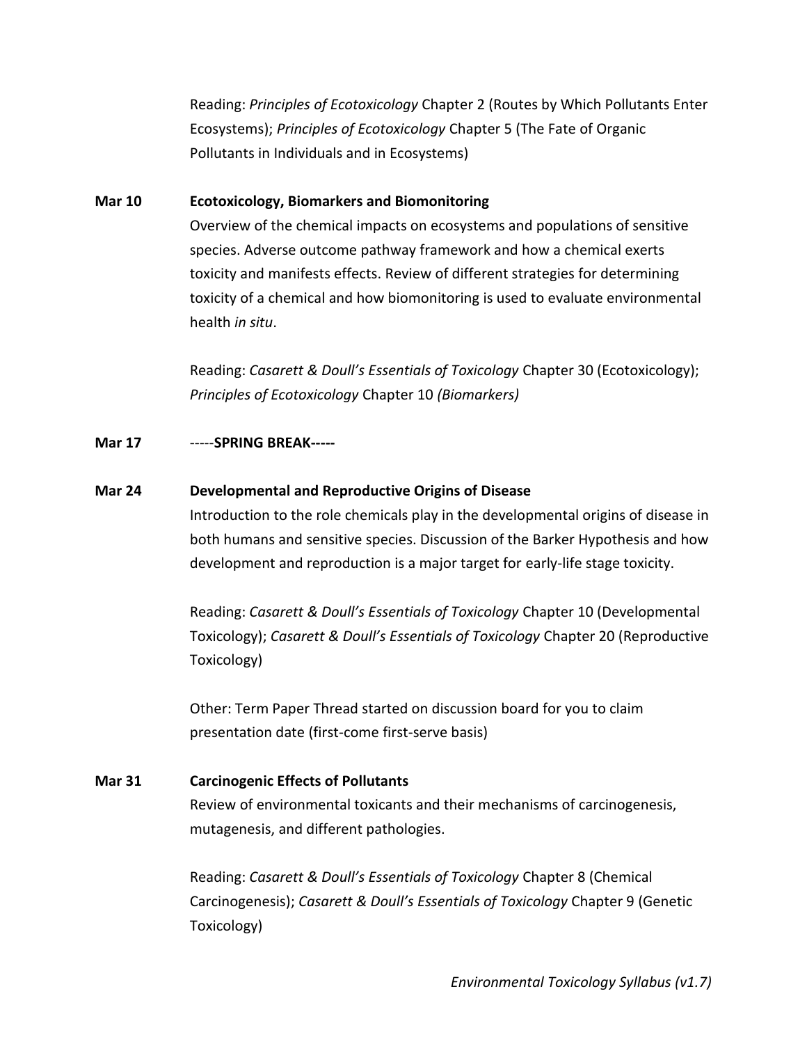Reading: *Principles of Ecotoxicology* Chapter 2 (Routes by Which Pollutants Enter Ecosystems); *Principles of Ecotoxicology* Chapter 5 (The Fate of Organic Pollutants in Individuals and in Ecosystems)

**Mar 10** **Ecotoxicology, Biomarkers and Biomonitoring**

Overview of the chemical impacts on ecosystems and populations of sensitive species. Adverse outcome pathway framework and how a chemical exerts toxicity and manifests effects. Review of different strategies for determining toxicity of a chemical and how biomonitoring is used to evaluate environmental health *in situ*.

Reading: *Casarett & Doull's Essentials of Toxicology* Chapter 30 (Ecotoxicology); *Principles of Ecotoxicology* Chapter 10 *(Biomarkers)*

**Mar 17** -----**SPRING BREAK-----**

**Mar 24** **Developmental and Reproductive Origins of Disease**

Introduction to the role chemicals play in the developmental origins of disease in both humans and sensitive species. Discussion of the Barker Hypothesis and how development and reproduction is a major target for early-life stage toxicity.

Reading: *Casarett & Doull's Essentials of Toxicology* Chapter 10 (Developmental Toxicology); *Casarett & Doull's Essentials of Toxicology* Chapter 20 (Reproductive Toxicology)

Other: Term Paper Thread started on discussion board for you to claim presentation date (first-come first-serve basis)

**Mar 31** **Carcinogenic Effects of Pollutants**

Review of environmental toxicants and their mechanisms of carcinogenesis, mutagenesis, and different pathologies.

Reading: *Casarett & Doull's Essentials of Toxicology* Chapter 8 (Chemical Carcinogenesis); *Casarett & Doull's Essentials of Toxicology* Chapter 9 (Genetic Toxicology)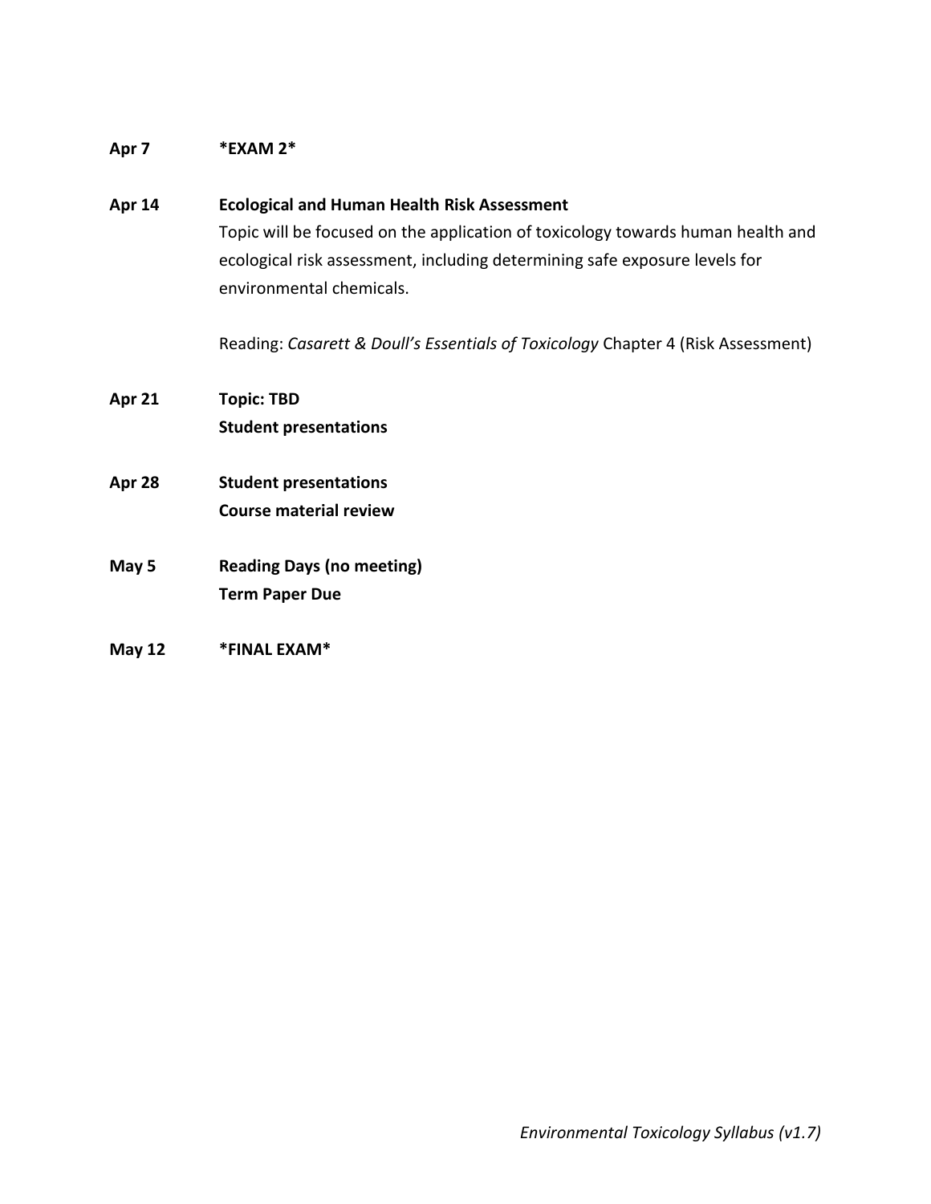**Apr 7** **\*EXAM 2\***

**Apr 14** **Ecological and Human Health Risk Assessment**

Topic will be focused on the application of toxicology towards human health and ecological risk assessment, including determining safe exposure levels for environmental chemicals.

Reading: *Casarett & Doull's Essentials of Toxicology* Chapter 4 (Risk Assessment)

**Apr 21** **Topic: TBD**
**Student presentations**

**Apr 28** **Student presentations**
**Course material review**

**May 5** **Reading Days (no meeting)**
**Term Paper Due**

**May 12** **\*FINAL EXAM\***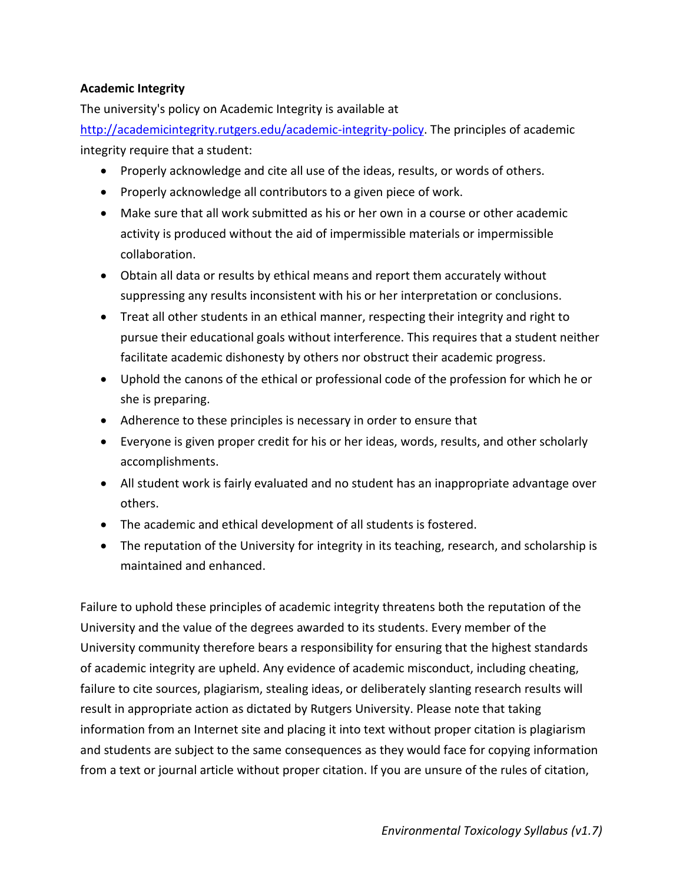**Academic Integrity**

The university's policy on Academic Integrity is available at http://academicintegrity.rutgers.edu/academic-integrity-policy. The principles of academic integrity require that a student:

- Properly acknowledge and cite all use of the ideas, results, or words of others.
- Properly acknowledge all contributors to a given piece of work.
- Make sure that all work submitted as his or her own in a course or other academic activity is produced without the aid of impermissible materials or impermissible collaboration.
- Obtain all data or results by ethical means and report them accurately without suppressing any results inconsistent with his or her interpretation or conclusions.
- Treat all other students in an ethical manner, respecting their integrity and right to pursue their educational goals without interference. This requires that a student neither facilitate academic dishonesty by others nor obstruct their academic progress.
- Uphold the canons of the ethical or professional code of the profession for which he or she is preparing.
- Adherence to these principles is necessary in order to ensure that
- Everyone is given proper credit for his or her ideas, words, results, and other scholarly accomplishments.
- All student work is fairly evaluated and no student has an inappropriate advantage over others.
- The academic and ethical development of all students is fostered.
- The reputation of the University for integrity in its teaching, research, and scholarship is maintained and enhanced.

Failure to uphold these principles of academic integrity threatens both the reputation of the University and the value of the degrees awarded to its students. Every member of the University community therefore bears a responsibility for ensuring that the highest standards of academic integrity are upheld. Any evidence of academic misconduct, including cheating, failure to cite sources, plagiarism, stealing ideas, or deliberately slanting research results will result in appropriate action as dictated by Rutgers University. Please note that taking information from an Internet site and placing it into text without proper citation is plagiarism and students are subject to the same consequences as they would face for copying information from a text or journal article without proper citation. If you are unsure of the rules of citation,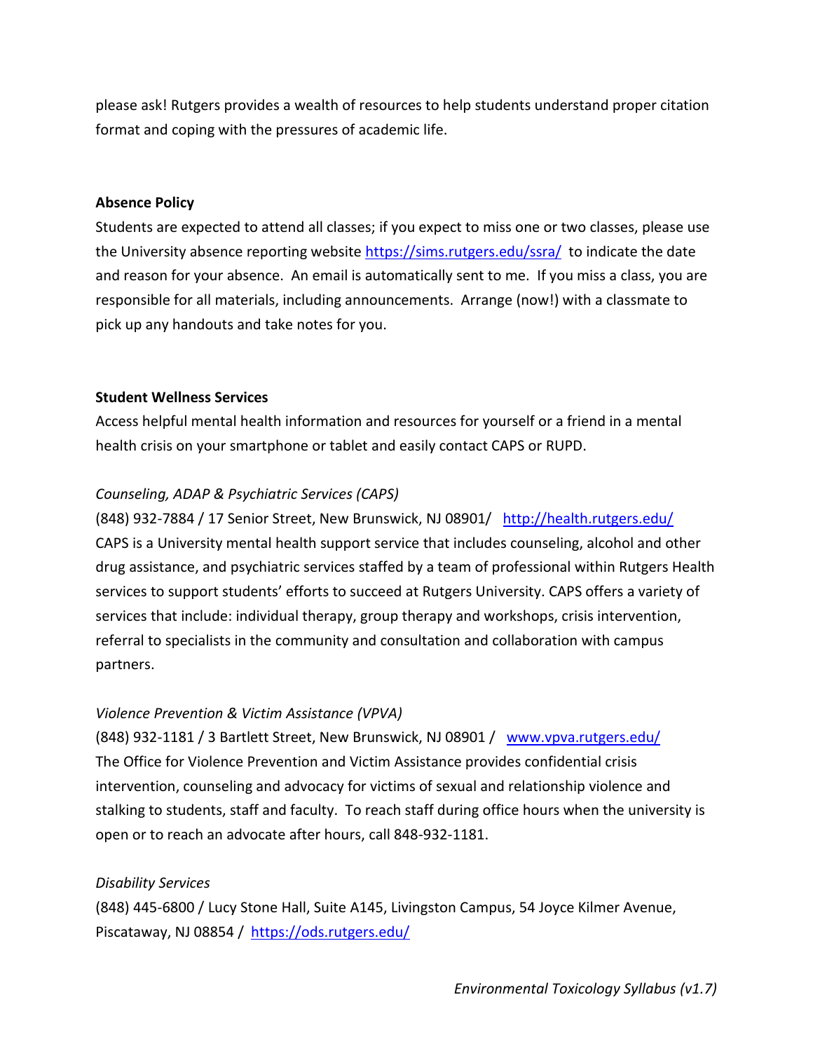please ask! Rutgers provides a wealth of resources to help students understand proper citation format and coping with the pressures of academic life.

**Absence Policy**

Students are expected to attend all classes; if you expect to miss one or two classes, please use the University absence reporting website https://sims.rutgers.edu/ssra/ to indicate the date and reason for your absence. An email is automatically sent to me. If you miss a class, you are responsible for all materials, including announcements. Arrange (now!) with a classmate to pick up any handouts and take notes for you.

**Student Wellness Services**

Access helpful mental health information and resources for yourself or a friend in a mental health crisis on your smartphone or tablet and easily contact CAPS or RUPD.

*Counseling, ADAP & Psychiatric Services (CAPS)*

(848) 932-7884 / 17 Senior Street, New Brunswick, NJ 08901/ http://health.rutgers.edu/
CAPS is a University mental health support service that includes counseling, alcohol and other drug assistance, and psychiatric services staffed by a team of professional within Rutgers Health services to support students' efforts to succeed at Rutgers University. CAPS offers a variety of services that include: individual therapy, group therapy and workshops, crisis intervention, referral to specialists in the community and consultation and collaboration with campus partners.

*Violence Prevention & Victim Assistance (VPVA)*

(848) 932-1181 / 3 Bartlett Street, New Brunswick, NJ 08901 / www.vpva.rutgers.edu/
The Office for Violence Prevention and Victim Assistance provides confidential crisis intervention, counseling and advocacy for victims of sexual and relationship violence and stalking to students, staff and faculty. To reach staff during office hours when the university is open or to reach an advocate after hours, call 848-932-1181.

*Disability Services*

(848) 445-6800 / Lucy Stone Hall, Suite A145, Livingston Campus, 54 Joyce Kilmer Avenue, Piscataway, NJ 08854 / https://ods.rutgers.edu/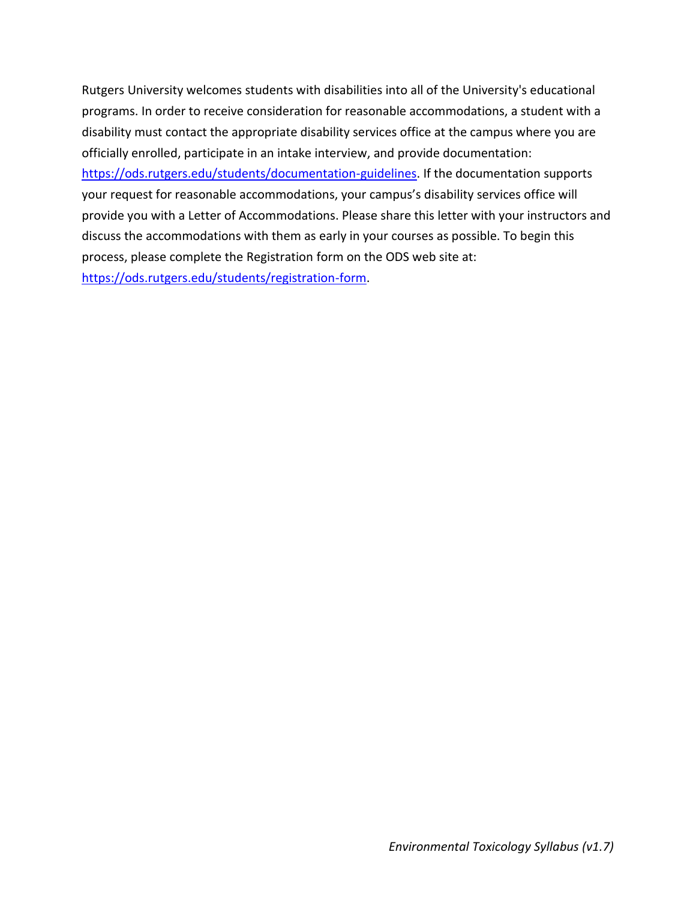Rutgers University welcomes students with disabilities into all of the University's educational programs. In order to receive consideration for reasonable accommodations, a student with a disability must contact the appropriate disability services office at the campus where you are officially enrolled, participate in an intake interview, and provide documentation: https://ods.rutgers.edu/students/documentation-guidelines. If the documentation supports your request for reasonable accommodations, your campus's disability services office will provide you with a Letter of Accommodations. Please share this letter with your instructors and discuss the accommodations with them as early in your courses as possible. To begin this process, please complete the Registration form on the ODS web site at: https://ods.rutgers.edu/students/registration-form.